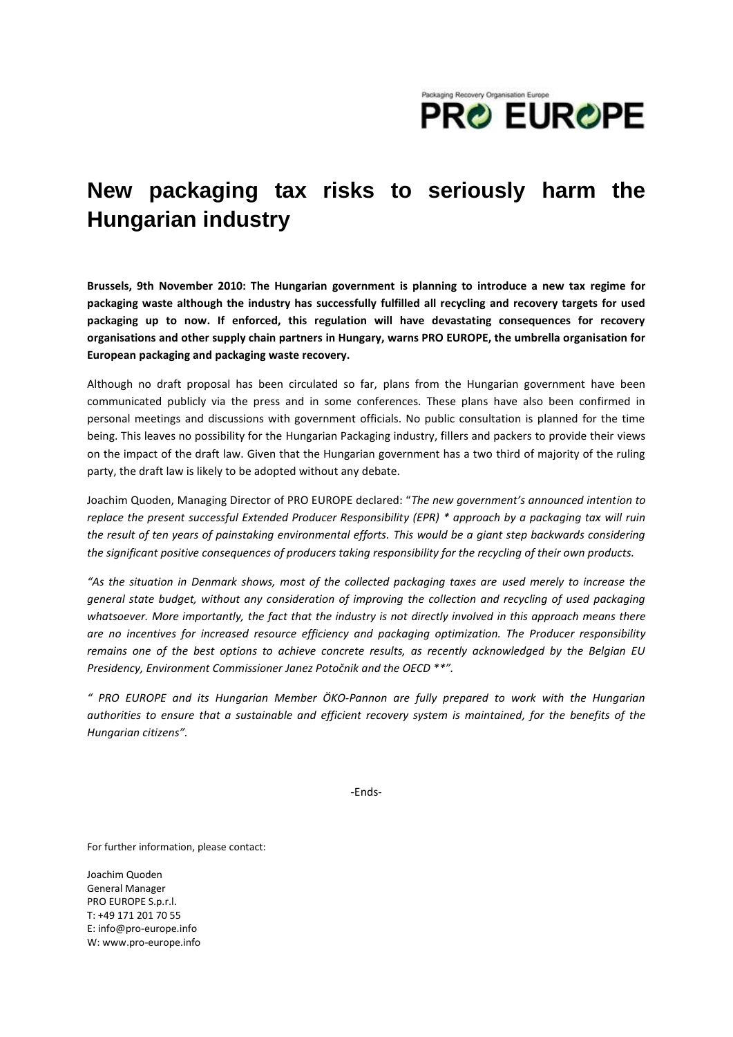Packaging Recovery Organisation Europe

PRO EUROPE

# New packaging tax risks to seriously harm the Hungarian industry

**Brussels, 9th November 2010: The Hungarian government is planning to introduce a new tax regime for packaging waste although the industry has successfully fulfilled all recycling and recovery targets for used packaging up to now. If enforced, this regulation will have devastating consequences for recovery organisations and other supply chain partners in Hungary, warns PRO EUROPE, the umbrella organisation for European packaging and packaging waste recovery.**

Although no draft proposal has been circulated so far, plans from the Hungarian government have been communicated publicly via the press and in some conferences. These plans have also been confirmed in personal meetings and discussions with government officials. No public consultation is planned for the time being. This leaves no possibility for the Hungarian Packaging industry, fillers and packers to provide their views on the impact of the draft law. Given that the Hungarian government has a two third of majority of the ruling party, the draft law is likely to be adopted without any debate.

Joachim Quoden, Managing Director of PRO EUROPE declared: "*The new government's announced intention to replace the present successful Extended Producer Responsibility (EPR) * approach by a packaging tax will ruin the result of ten years of painstaking environmental efforts. This would be a giant step backwards considering the significant positive consequences of producers taking responsibility for the recycling of their own products.*

*"As the situation in Denmark shows, most of the collected packaging taxes are used merely to increase the general state budget, without any consideration of improving the collection and recycling of used packaging whatsoever. More importantly, the fact that the industry is not directly involved in this approach means there are no incentives for increased resource efficiency and packaging optimization. The Producer responsibility remains one of the best options to achieve concrete results, as recently acknowledged by the Belgian EU Presidency, Environment Commissioner Janez Potočnik and the OECD \*\*".*

*" PRO EUROPE and its Hungarian Member ÖKO-Pannon are fully prepared to work with the Hungarian authorities to ensure that a sustainable and efficient recovery system is maintained, for the benefits of the Hungarian citizens".*

-Ends-

For further information, please contact:

Joachim Quoden
General Manager
PRO EUROPE S.p.r.l.
T: +49 171 201 70 55
E: info@pro-europe.info
W: www.pro-europe.info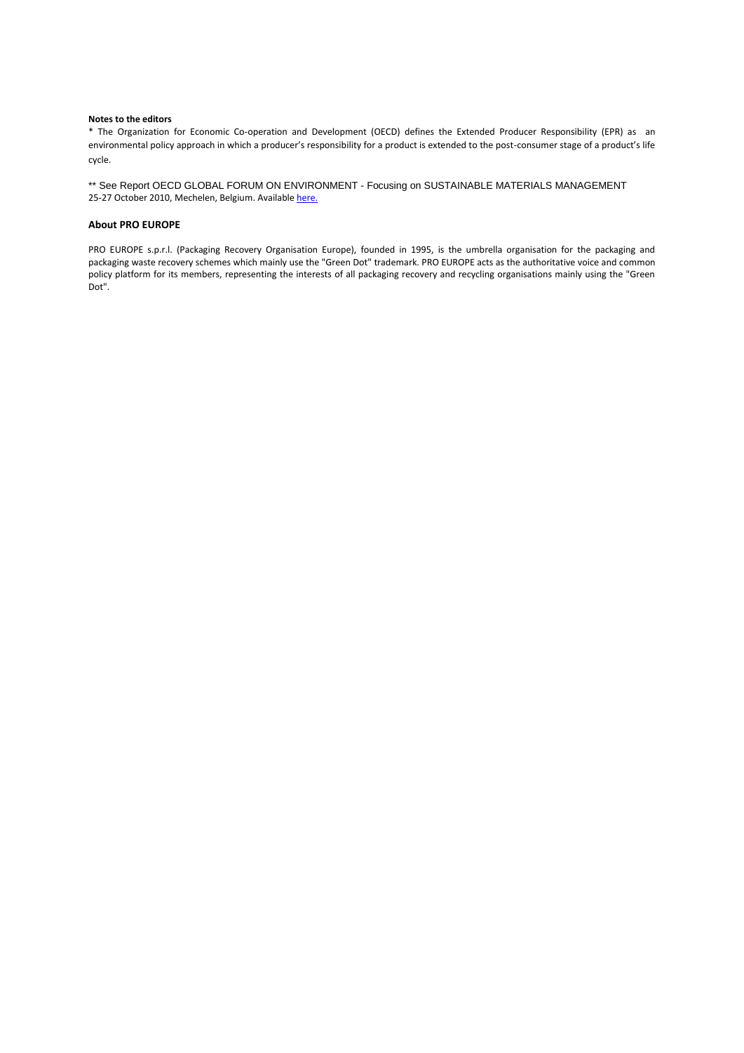**Notes to the editors**

* The Organization for Economic Co-operation and Development (OECD) defines the Extended Producer Responsibility (EPR) as an environmental policy approach in which a producer's responsibility for a product is extended to the post-consumer stage of a product's life cycle.

** See Report OECD GLOBAL FORUM ON ENVIRONMENT - Focusing on SUSTAINABLE MATERIALS MANAGEMENT 25-27 October 2010, Mechelen, Belgium. Available here.

### About PRO EUROPE

PRO EUROPE s.p.r.l. (Packaging Recovery Organisation Europe), founded in 1995, is the umbrella organisation for the packaging and packaging waste recovery schemes which mainly use the "Green Dot" trademark. PRO EUROPE acts as the authoritative voice and common policy platform for its members, representing the interests of all packaging recovery and recycling organisations mainly using the "Green Dot".